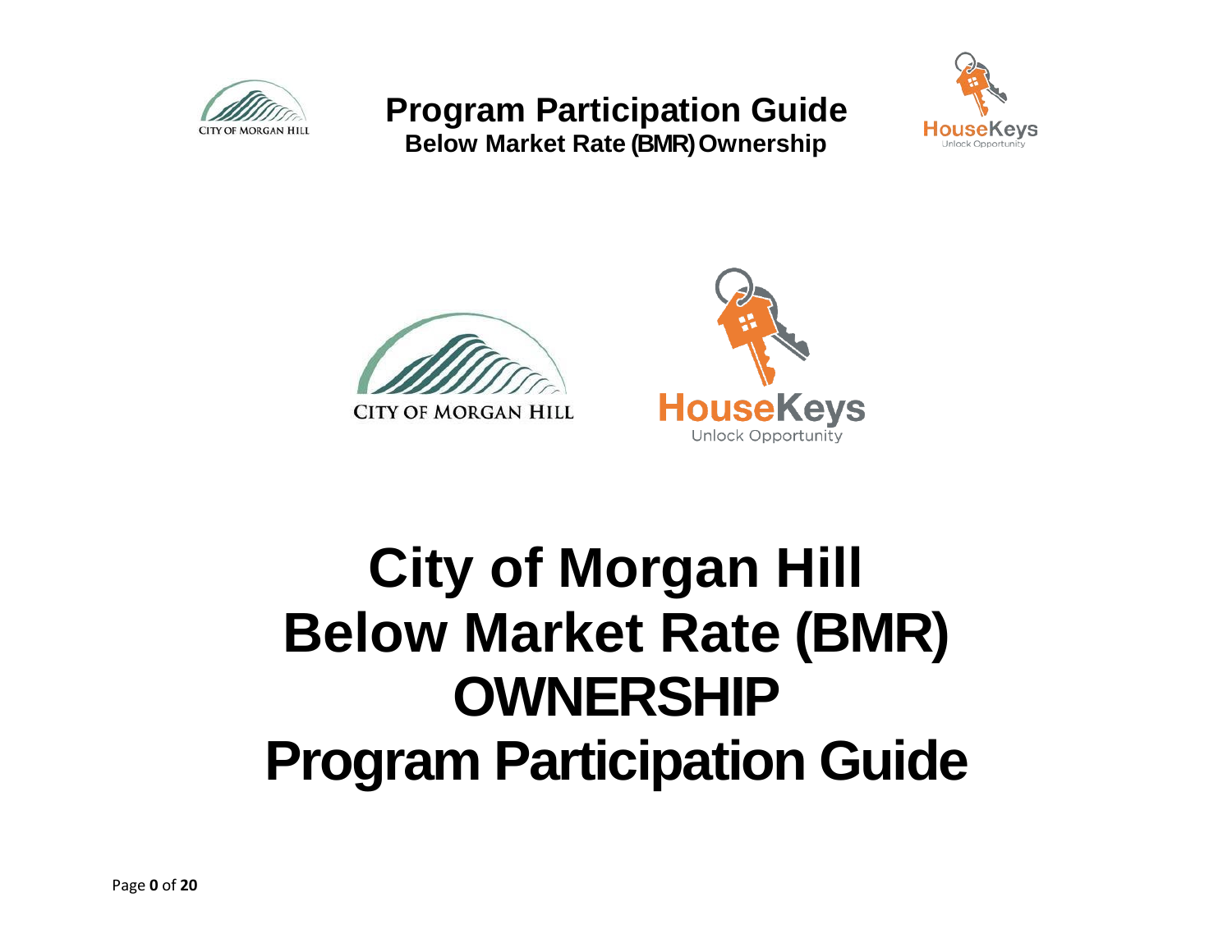# City of Morgan Hill Below Market Rate (BMR) OWNERSHIP Program Participation Guide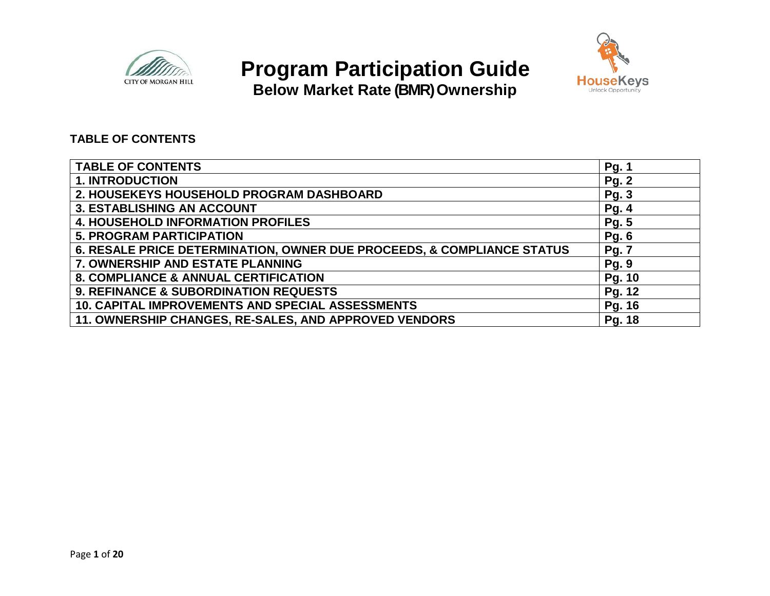# Program Participation Guide

## Below Market Rate (BMR) Ownership

**TABLE OF CONTENTS**

| TABLE OF CONTENTS | Pg. 1 |
|---|---|
| 1. INTRODUCTION | Pg. 2 |
| 2. HOUSEKEYS HOUSEHOLD PROGRAM DASHBOARD | Pg. 3 |
| 3. ESTABLISHING AN ACCOUNT | Pg. 4 |
| 4. HOUSEHOLD INFORMATION PROFILES | Pg. 5 |
| 5. PROGRAM PARTICIPATION | Pg. 6 |
| 6. RESALE PRICE DETERMINATION, OWNER DUE PROCEEDS, & COMPLIANCE STATUS | Pg. 7 |
| 7. OWNERSHIP AND ESTATE PLANNING | Pg. 9 |
| 8. COMPLIANCE & ANNUAL CERTIFICATION | Pg. 10 |
| 9. REFINANCE & SUBORDINATION REQUESTS | Pg. 12 |
| 10. CAPITAL IMPROVEMENTS AND SPECIAL ASSESSMENTS | Pg. 16 |
| 11. OWNERSHIP CHANGES, RE-SALES, AND APPROVED VENDORS | Pg. 18 |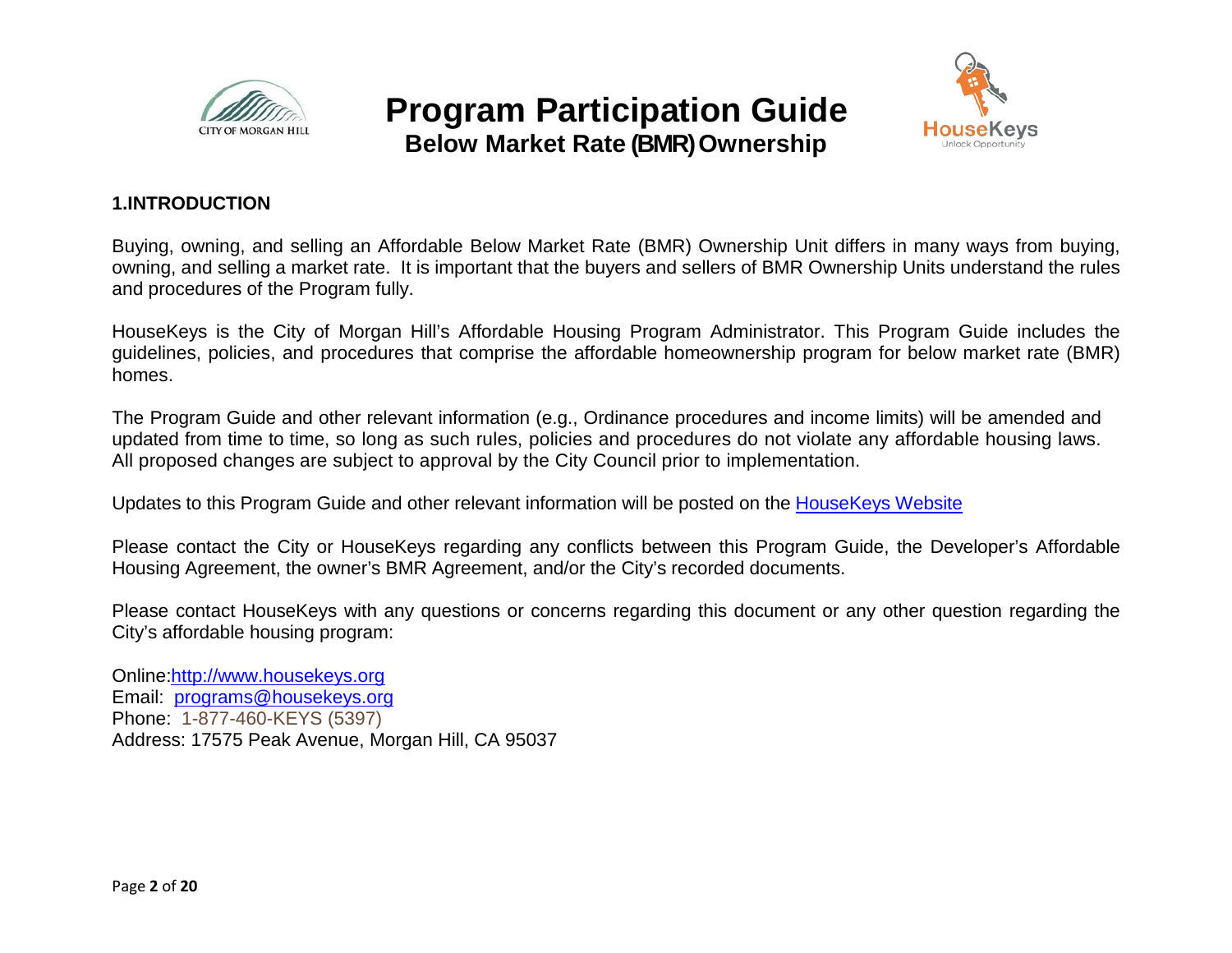# Program Participation Guide

## Below Market Rate (BMR) Ownership

### 1.INTRODUCTION

Buying, owning, and selling an Affordable Below Market Rate (BMR) Ownership Unit differs in many ways from buying, owning, and selling a market rate. It is important that the buyers and sellers of BMR Ownership Units understand the rules and procedures of the Program fully.

HouseKeys is the City of Morgan Hill's Affordable Housing Program Administrator. This Program Guide includes the guidelines, policies, and procedures that comprise the affordable homeownership program for below market rate (BMR) homes.

The Program Guide and other relevant information (e.g., Ordinance procedures and income limits) will be amended and updated from time to time, so long as such rules, policies and procedures do not violate any affordable housing laws. All proposed changes are subject to approval by the City Council prior to implementation.

Updates to this Program Guide and other relevant information will be posted on the HouseKeys Website

Please contact the City or HouseKeys regarding any conflicts between this Program Guide, the Developer's Affordable Housing Agreement, the owner's BMR Agreement, and/or the City's recorded documents.

Please contact HouseKeys with any questions or concerns regarding this document or any other question regarding the City's affordable housing program:

Online: http://www.housekeys.org
Email: programs@housekeys.org
Phone: 1-877-460-KEYS (5397)
Address: 17575 Peak Avenue, Morgan Hill, CA 95037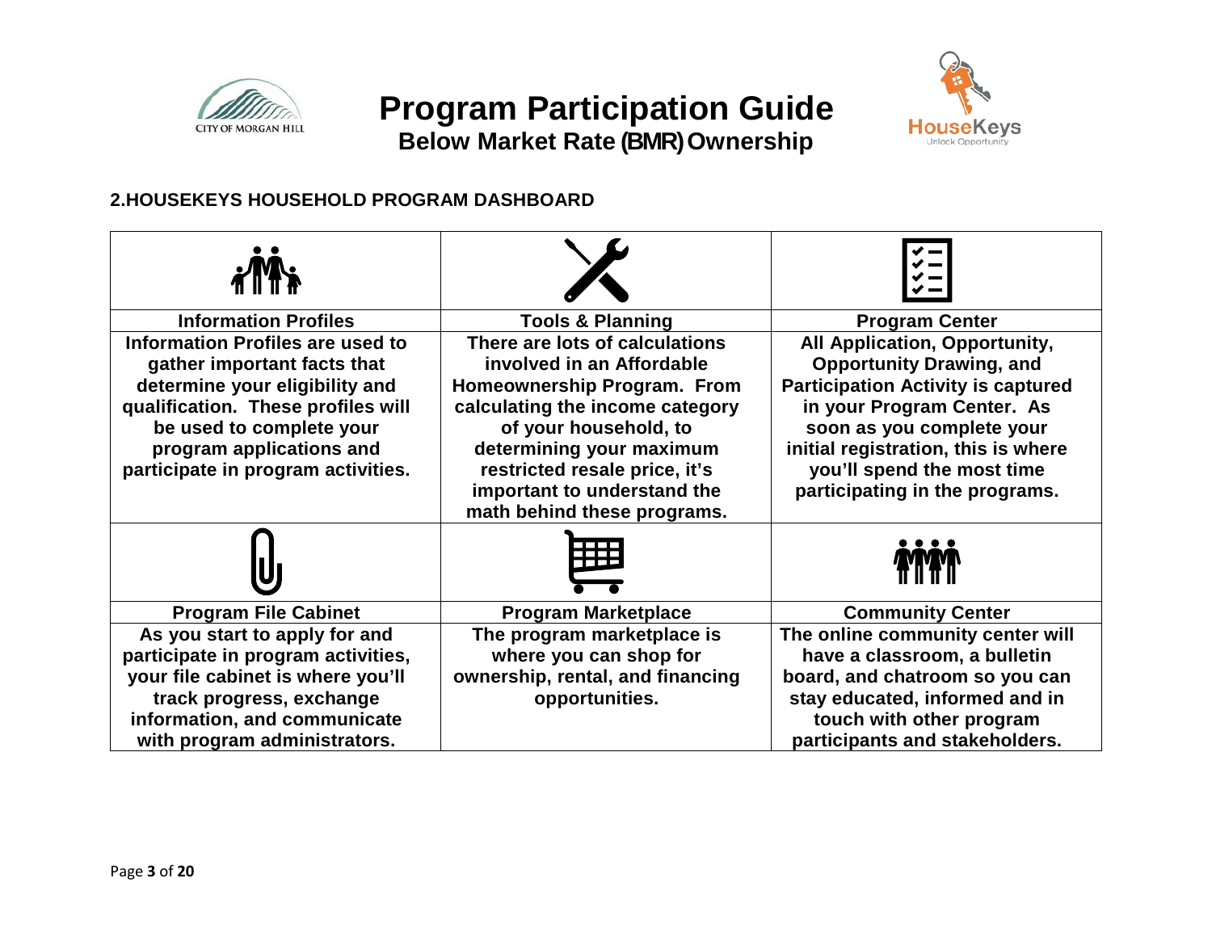# Program Participation Guide

## Below Market Rate (BMR) Ownership

### 2.HOUSEKEYS HOUSEHOLD PROGRAM DASHBOARD

| Information Profiles | Tools & Planning | Program Center |
|---|---|---|
| Information Profiles are used to gather important facts that determine your eligibility and qualification. These profiles will be used to complete your program applications and participate in program activities. | There are lots of calculations involved in an Affordable Homeownership Program. From calculating the income category of your household, to determining your maximum restricted resale price, it's important to understand the math behind these programs. | All Application, Opportunity, Opportunity Drawing, and Participation Activity is captured in your Program Center. As soon as you complete your initial registration, this is where you'll spend the most time participating in the programs. |
| **Program File Cabinet** | **Program Marketplace** | **Community Center** |
| As you start to apply for and participate in program activities, your file cabinet is where you'll track progress, exchange information, and communicate with program administrators. | The program marketplace is where you can shop for ownership, rental, and financing opportunities. | The online community center will have a classroom, a bulletin board, and chatroom so you can stay educated, informed and in touch with other program participants and stakeholders. |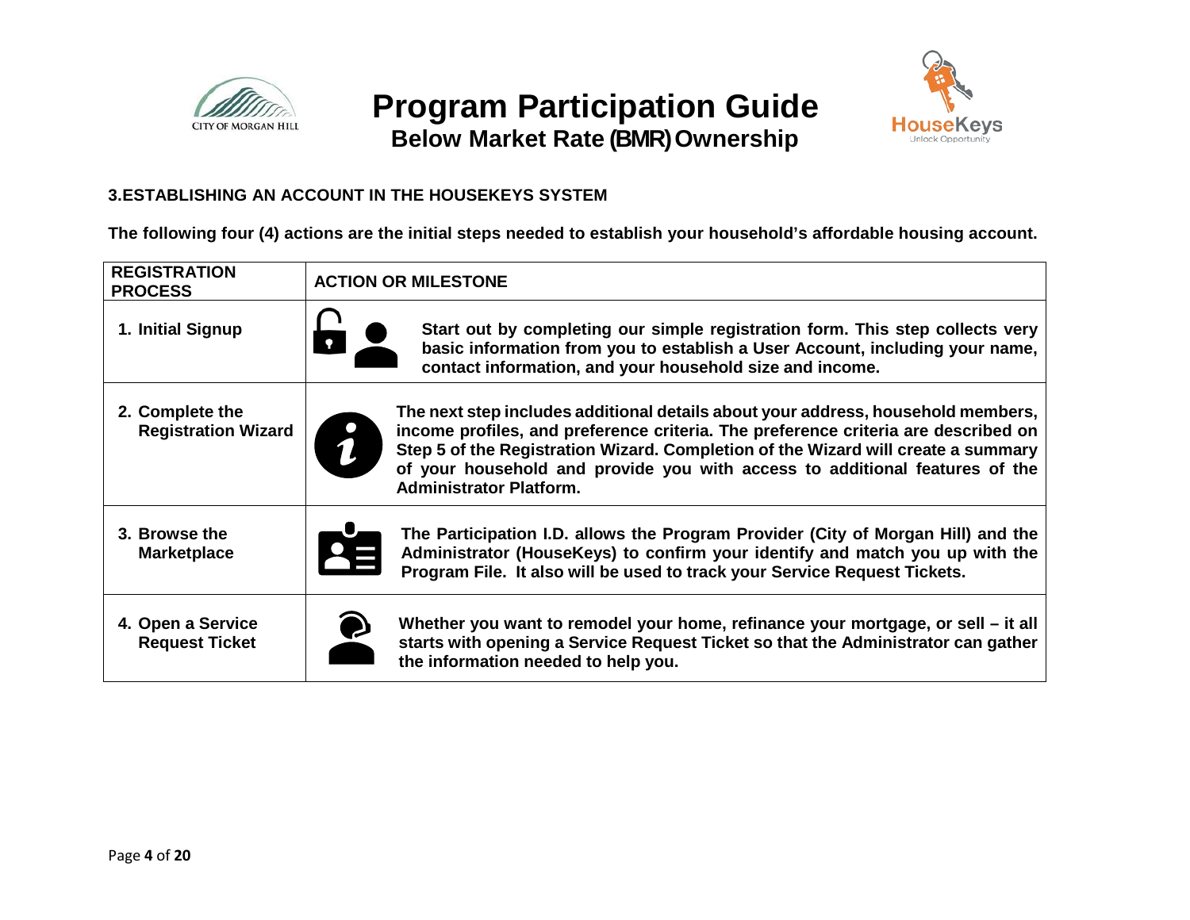# Program Participation Guide

## Below Market Rate (BMR) Ownership

### 3. ESTABLISHING AN ACCOUNT IN THE HOUSEKEYS SYSTEM

**The following four (4) actions are the initial steps needed to establish your household's affordable housing account.**

| REGISTRATION PROCESS | ACTION OR MILESTONE |
|---|---|
| **1. Initial Signup** | **Start out by completing our simple registration form. This step collects very basic information from you to establish a User Account, including your name, contact information, and your household size and income.** |
| **2. Complete the Registration Wizard** | **The next step includes additional details about your address, household members, income profiles, and preference criteria. The preference criteria are described on Step 5 of the Registration Wizard. Completion of the Wizard will create a summary of your household and provide you with access to additional features of the Administrator Platform.** |
| **3. Browse the Marketplace** | **The Participation I.D. allows the Program Provider (City of Morgan Hill) and the Administrator (HouseKeys) to confirm your identify and match you up with the Program File. It also will be used to track your Service Request Tickets.** |
| **4. Open a Service Request Ticket** | **Whether you want to remodel your home, refinance your mortgage, or sell – it all starts with opening a Service Request Ticket so that the Administrator can gather the information needed to help you.** |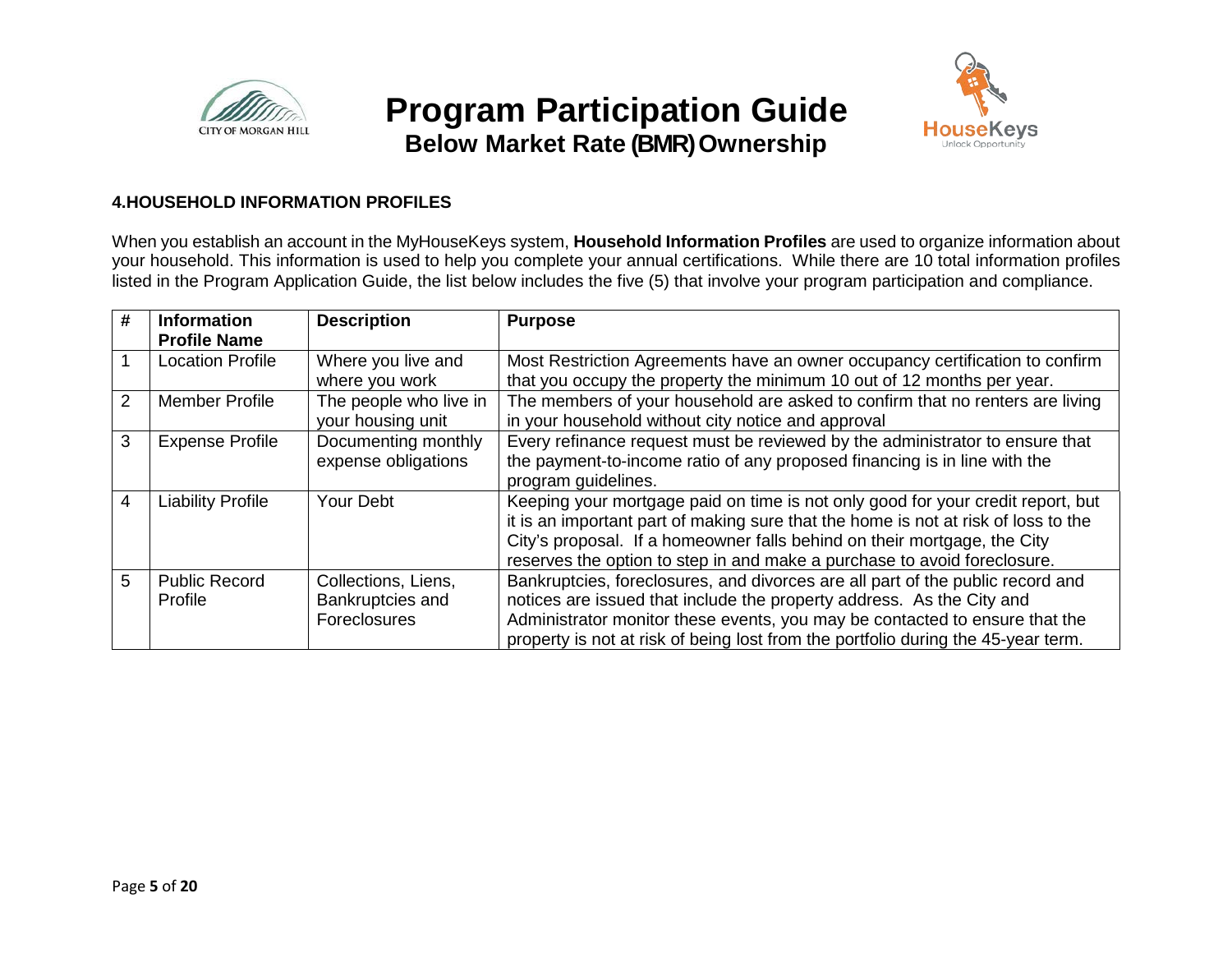# Program Participation Guide

## Below Market Rate (BMR) Ownership

### 4.HOUSEHOLD INFORMATION PROFILES

When you establish an account in the MyHouseKeys system, **Household Information Profiles** are used to organize information about your household. This information is used to help you complete your annual certifications. While there are 10 total information profiles listed in the Program Application Guide, the list below includes the five (5) that involve your program participation and compliance.

| # | Information Profile Name | Description | Purpose |
|---|---|---|---|
| 1 | Location Profile | Where you live and where you work | Most Restriction Agreements have an owner occupancy certification to confirm that you occupy the property the minimum 10 out of 12 months per year. |
| 2 | Member Profile | The people who live in your housing unit | The members of your household are asked to confirm that no renters are living in your household without city notice and approval |
| 3 | Expense Profile | Documenting monthly expense obligations | Every refinance request must be reviewed by the administrator to ensure that the payment-to-income ratio of any proposed financing is in line with the program guidelines. |
| 4 | Liability Profile | Your Debt | Keeping your mortgage paid on time is not only good for your credit report, but it is an important part of making sure that the home is not at risk of loss to the City's proposal. If a homeowner falls behind on their mortgage, the City reserves the option to step in and make a purchase to avoid foreclosure. |
| 5 | Public Record Profile | Collections, Liens, Bankruptcies and Foreclosures | Bankruptcies, foreclosures, and divorces are all part of the public record and notices are issued that include the property address. As the City and Administrator monitor these events, you may be contacted to ensure that the property is not at risk of being lost from the portfolio during the 45-year term. |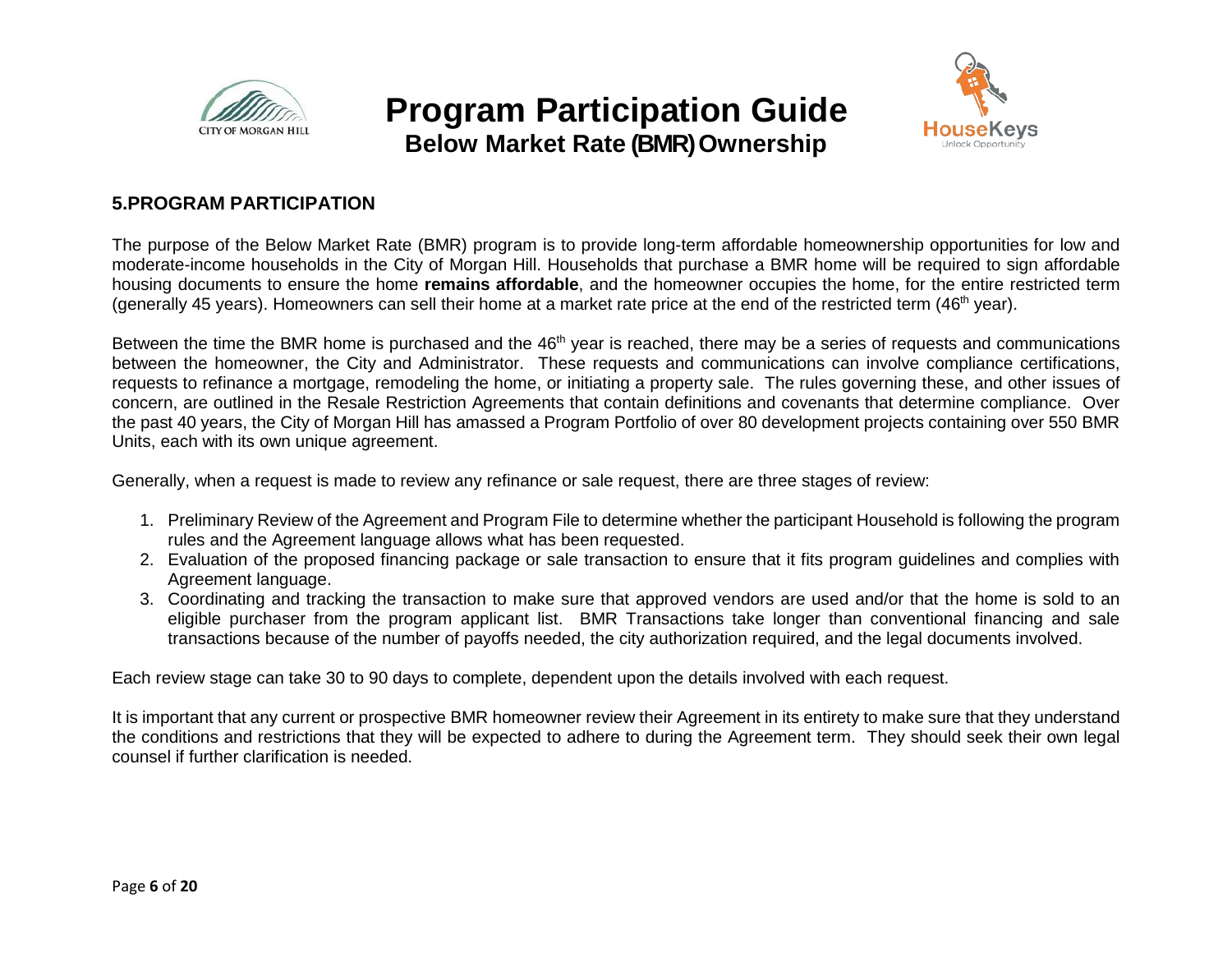## 5.PROGRAM PARTICIPATION

The purpose of the Below Market Rate (BMR) program is to provide long-term affordable homeownership opportunities for low and moderate-income households in the City of Morgan Hill. Households that purchase a BMR home will be required to sign affordable housing documents to ensure the home **remains affordable**, and the homeowner occupies the home, for the entire restricted term (generally 45 years). Homeowners can sell their home at a market rate price at the end of the restricted term (46th year).

Between the time the BMR home is purchased and the 46th year is reached, there may be a series of requests and communications between the homeowner, the City and Administrator. These requests and communications can involve compliance certifications, requests to refinance a mortgage, remodeling the home, or initiating a property sale. The rules governing these, and other issues of concern, are outlined in the Resale Restriction Agreements that contain definitions and covenants that determine compliance. Over the past 40 years, the City of Morgan Hill has amassed a Program Portfolio of over 80 development projects containing over 550 BMR Units, each with its own unique agreement.

Generally, when a request is made to review any refinance or sale request, there are three stages of review:

1. Preliminary Review of the Agreement and Program File to determine whether the participant Household is following the program rules and the Agreement language allows what has been requested.
2. Evaluation of the proposed financing package or sale transaction to ensure that it fits program guidelines and complies with Agreement language.
3. Coordinating and tracking the transaction to make sure that approved vendors are used and/or that the home is sold to an eligible purchaser from the program applicant list. BMR Transactions take longer than conventional financing and sale transactions because of the number of payoffs needed, the city authorization required, and the legal documents involved.

Each review stage can take 30 to 90 days to complete, dependent upon the details involved with each request.

It is important that any current or prospective BMR homeowner review their Agreement in its entirety to make sure that they understand the conditions and restrictions that they will be expected to adhere to during the Agreement term. They should seek their own legal counsel if further clarification is needed.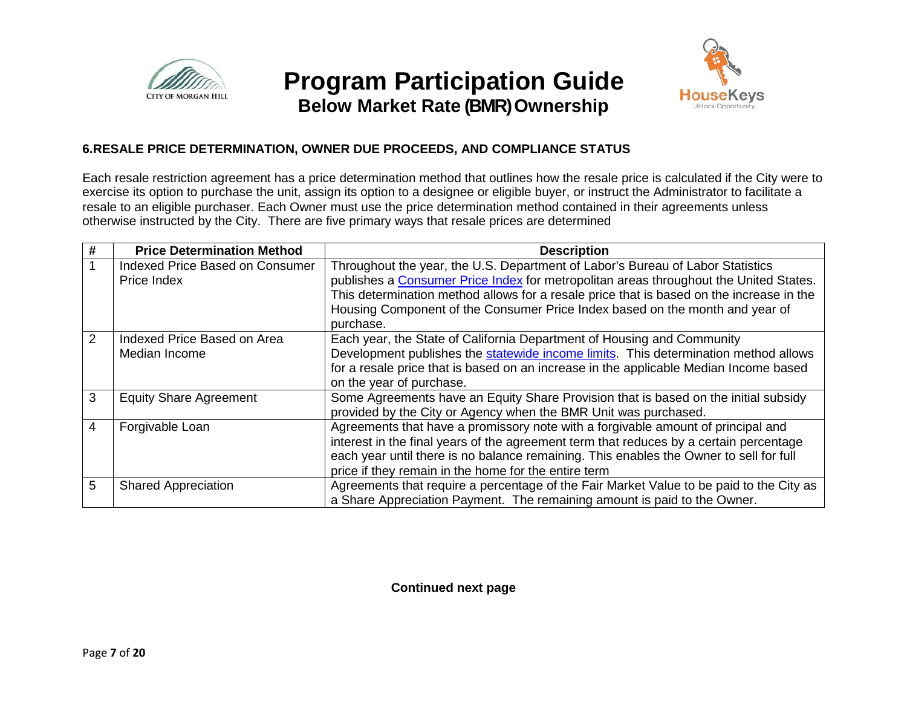## 6.RESALE PRICE DETERMINATION, OWNER DUE PROCEEDS, AND COMPLIANCE STATUS

Each resale restriction agreement has a price determination method that outlines how the resale price is calculated if the City were to exercise its option to purchase the unit, assign its option to a designee or eligible buyer, or instruct the Administrator to facilitate a resale to an eligible purchaser. Each Owner must use the price determination method contained in their agreements unless otherwise instructed by the City. There are five primary ways that resale prices are determined

| # | Price Determination Method | Description |
|---|---|---|
| 1 | Indexed Price Based on Consumer Price Index | Throughout the year, the U.S. Department of Labor's Bureau of Labor Statistics publishes a Consumer Price Index for metropolitan areas throughout the United States. This determination method allows for a resale price that is based on the increase in the Housing Component of the Consumer Price Index based on the month and year of purchase. |
| 2 | Indexed Price Based on Area Median Income | Each year, the State of California Department of Housing and Community Development publishes the statewide income limits. This determination method allows for a resale price that is based on an increase in the applicable Median Income based on the year of purchase. |
| 3 | Equity Share Agreement | Some Agreements have an Equity Share Provision that is based on the initial subsidy provided by the City or Agency when the BMR Unit was purchased. |
| 4 | Forgivable Loan | Agreements that have a promissory note with a forgivable amount of principal and interest in the final years of the agreement term that reduces by a certain percentage each year until there is no balance remaining. This enables the Owner to sell for full price if they remain in the home for the entire term |
| 5 | Shared Appreciation | Agreements that require a percentage of the Fair Market Value to be paid to the City as a Share Appreciation Payment. The remaining amount is paid to the Owner. |

**Continued next page**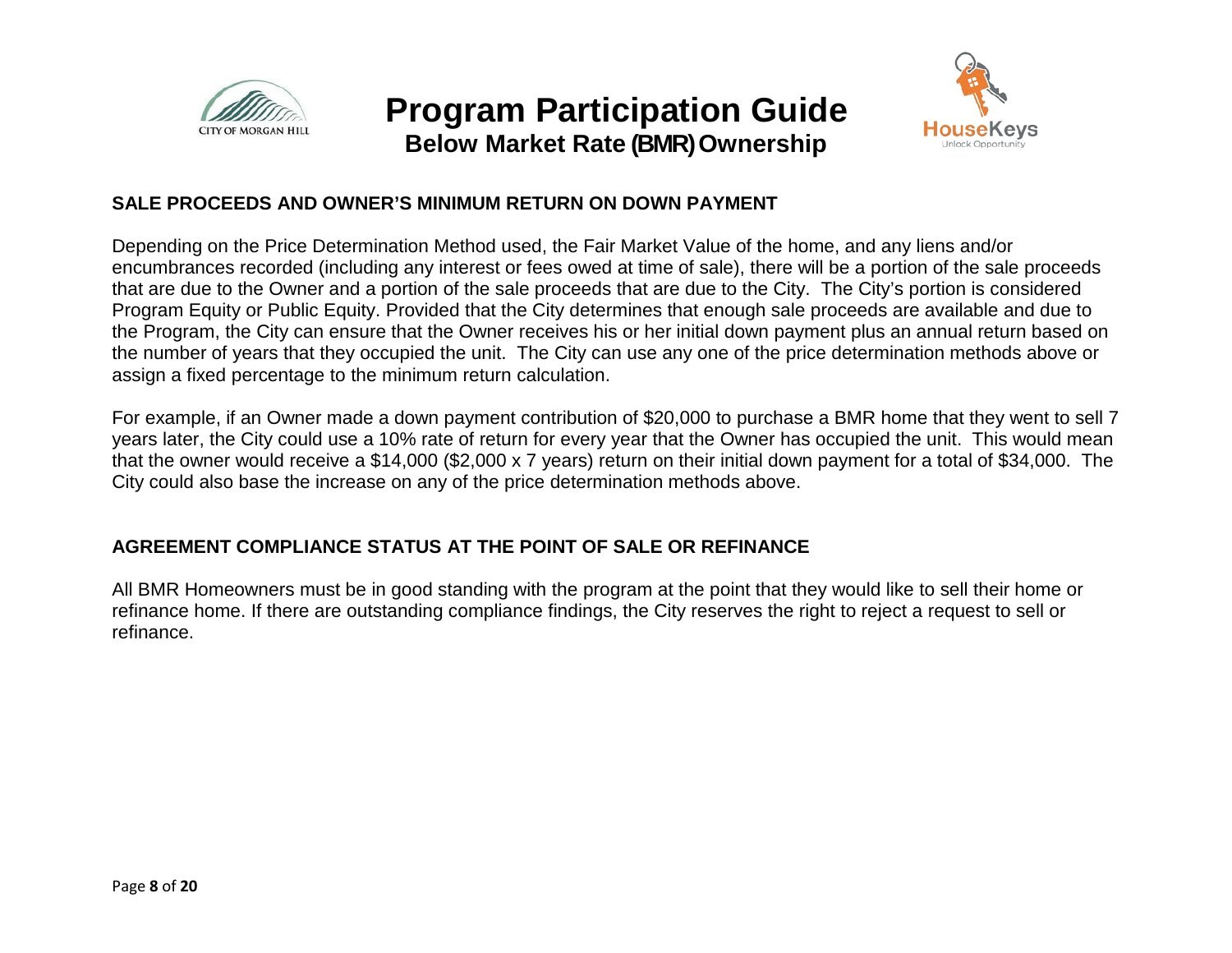## SALE PROCEEDS AND OWNER'S MINIMUM RETURN ON DOWN PAYMENT

Depending on the Price Determination Method used, the Fair Market Value of the home, and any liens and/or encumbrances recorded (including any interest or fees owed at time of sale), there will be a portion of the sale proceeds that are due to the Owner and a portion of the sale proceeds that are due to the City. The City's portion is considered Program Equity or Public Equity. Provided that the City determines that enough sale proceeds are available and due to the Program, the City can ensure that the Owner receives his or her initial down payment plus an annual return based on the number of years that they occupied the unit. The City can use any one of the price determination methods above or assign a fixed percentage to the minimum return calculation.

For example, if an Owner made a down payment contribution of $20,000 to purchase a BMR home that they went to sell 7 years later, the City could use a 10% rate of return for every year that the Owner has occupied the unit. This would mean that the owner would receive a $14,000 ($2,000 x 7 years) return on their initial down payment for a total of $34,000. The City could also base the increase on any of the price determination methods above.

## AGREEMENT COMPLIANCE STATUS AT THE POINT OF SALE OR REFINANCE

All BMR Homeowners must be in good standing with the program at the point that they would like to sell their home or refinance home. If there are outstanding compliance findings, the City reserves the right to reject a request to sell or refinance.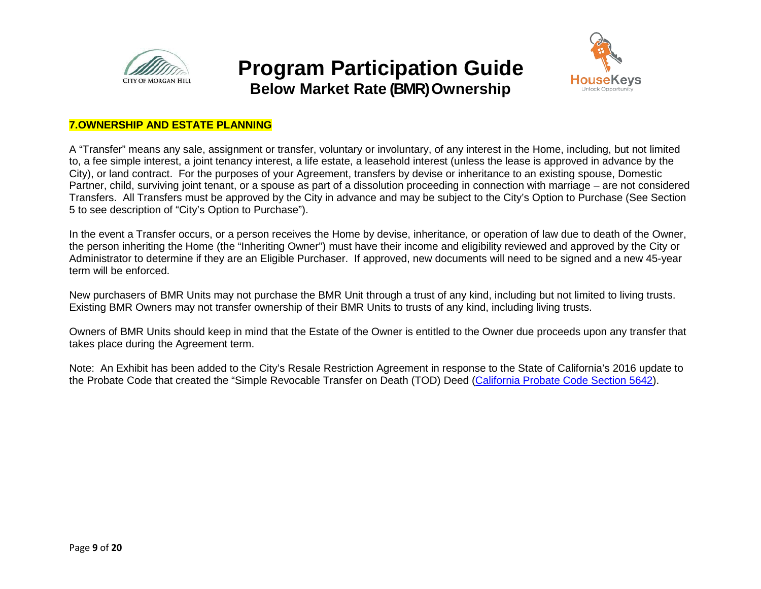## 7.OWNERSHIP AND ESTATE PLANNING

A "Transfer" means any sale, assignment or transfer, voluntary or involuntary, of any interest in the Home, including, but not limited to, a fee simple interest, a joint tenancy interest, a life estate, a leasehold interest (unless the lease is approved in advance by the City), or land contract. For the purposes of your Agreement, transfers by devise or inheritance to an existing spouse, Domestic Partner, child, surviving joint tenant, or a spouse as part of a dissolution proceeding in connection with marriage – are not considered Transfers. All Transfers must be approved by the City in advance and may be subject to the City's Option to Purchase (See Section 5 to see description of "City's Option to Purchase").

In the event a Transfer occurs, or a person receives the Home by devise, inheritance, or operation of law due to death of the Owner, the person inheriting the Home (the "Inheriting Owner") must have their income and eligibility reviewed and approved by the City or Administrator to determine if they are an Eligible Purchaser. If approved, new documents will need to be signed and a new 45-year term will be enforced.

New purchasers of BMR Units may not purchase the BMR Unit through a trust of any kind, including but not limited to living trusts. Existing BMR Owners may not transfer ownership of their BMR Units to trusts of any kind, including living trusts.

Owners of BMR Units should keep in mind that the Estate of the Owner is entitled to the Owner due proceeds upon any transfer that takes place during the Agreement term.

Note: An Exhibit has been added to the City's Resale Restriction Agreement in response to the State of California's 2016 update to the Probate Code that created the "Simple Revocable Transfer on Death (TOD) Deed (California Probate Code Section 5642).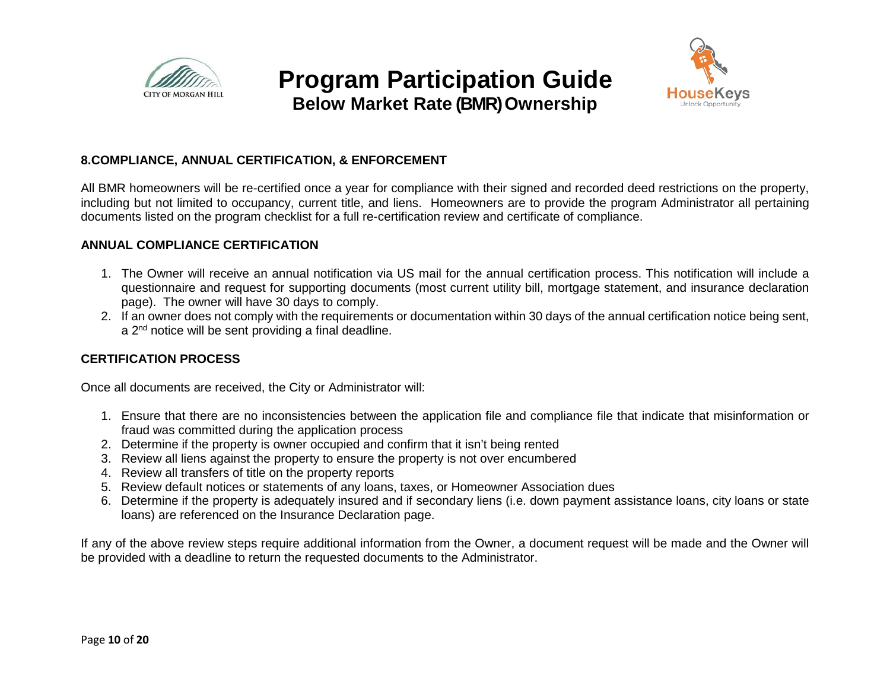## 8.COMPLIANCE, ANNUAL CERTIFICATION, & ENFORCEMENT

All BMR homeowners will be re-certified once a year for compliance with their signed and recorded deed restrictions on the property, including but not limited to occupancy, current title, and liens. Homeowners are to provide the program Administrator all pertaining documents listed on the program checklist for a full re-certification review and certificate of compliance.

### ANNUAL COMPLIANCE CERTIFICATION

1. The Owner will receive an annual notification via US mail for the annual certification process. This notification will include a questionnaire and request for supporting documents (most current utility bill, mortgage statement, and insurance declaration page). The owner will have 30 days to comply.
2. If an owner does not comply with the requirements or documentation within 30 days of the annual certification notice being sent, a 2nd notice will be sent providing a final deadline.

### CERTIFICATION PROCESS

Once all documents are received, the City or Administrator will:

1. Ensure that there are no inconsistencies between the application file and compliance file that indicate that misinformation or fraud was committed during the application process
2. Determine if the property is owner occupied and confirm that it isn't being rented
3. Review all liens against the property to ensure the property is not over encumbered
4. Review all transfers of title on the property reports
5. Review default notices or statements of any loans, taxes, or Homeowner Association dues
6. Determine if the property is adequately insured and if secondary liens (i.e. down payment assistance loans, city loans or state loans) are referenced on the Insurance Declaration page.

If any of the above review steps require additional information from the Owner, a document request will be made and the Owner will be provided with a deadline to return the requested documents to the Administrator.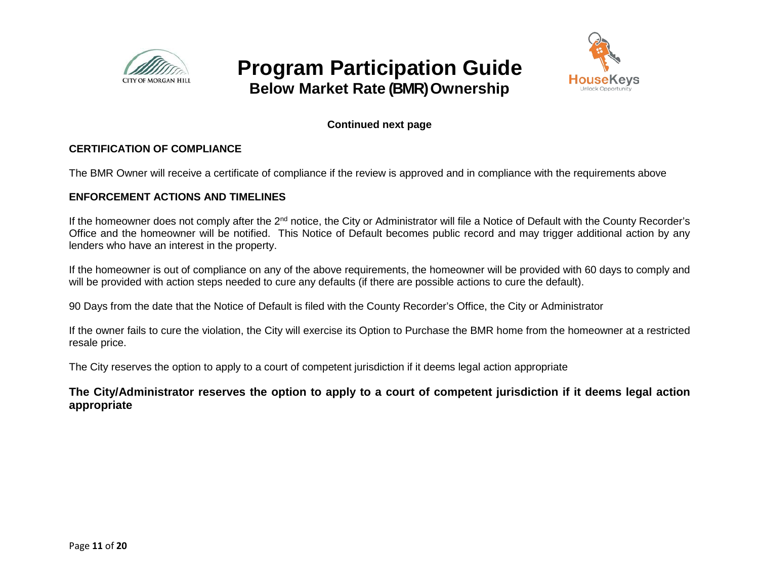**Continued next page**

### CERTIFICATION OF COMPLIANCE

The BMR Owner will receive a certificate of compliance if the review is approved and in compliance with the requirements above

### ENFORCEMENT ACTIONS AND TIMELINES

If the homeowner does not comply after the 2nd notice, the City or Administrator will file a Notice of Default with the County Recorder's Office and the homeowner will be notified. This Notice of Default becomes public record and may trigger additional action by any lenders who have an interest in the property.

If the homeowner is out of compliance on any of the above requirements, the homeowner will be provided with 60 days to comply and will be provided with action steps needed to cure any defaults (if there are possible actions to cure the default).

90 Days from the date that the Notice of Default is filed with the County Recorder's Office, the City or Administrator

If the owner fails to cure the violation, the City will exercise its Option to Purchase the BMR home from the homeowner at a restricted resale price.

The City reserves the option to apply to a court of competent jurisdiction if it deems legal action appropriate

**The City/Administrator reserves the option to apply to a court of competent jurisdiction if it deems legal action appropriate**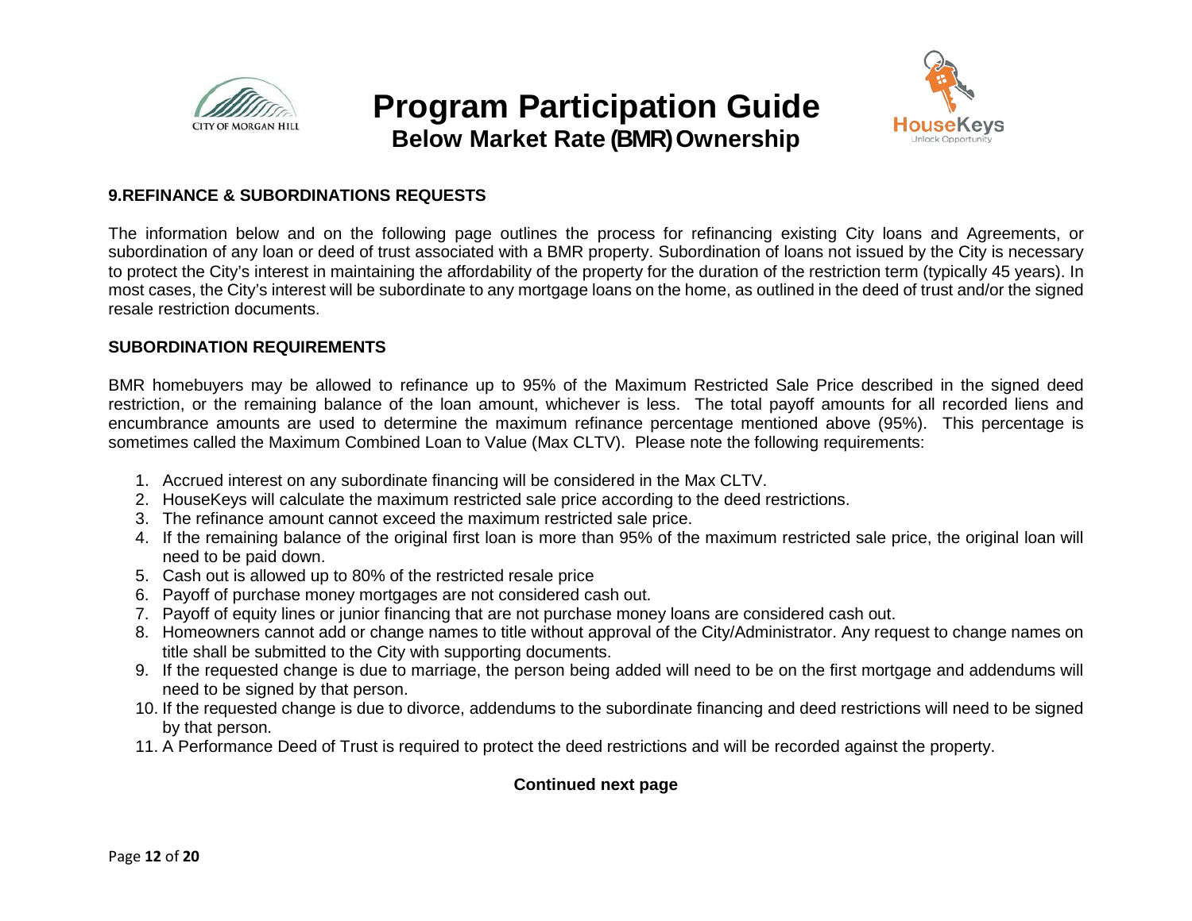# Program Participation Guide

## Below Market Rate (BMR) Ownership

### 9.REFINANCE & SUBORDINATIONS REQUESTS

The information below and on the following page outlines the process for refinancing existing City loans and Agreements, or subordination of any loan or deed of trust associated with a BMR property. Subordination of loans not issued by the City is necessary to protect the City's interest in maintaining the affordability of the property for the duration of the restriction term (typically 45 years). In most cases, the City's interest will be subordinate to any mortgage loans on the home, as outlined in the deed of trust and/or the signed resale restriction documents.

### SUBORDINATION REQUIREMENTS

BMR homebuyers may be allowed to refinance up to 95% of the Maximum Restricted Sale Price described in the signed deed restriction, or the remaining balance of the loan amount, whichever is less. The total payoff amounts for all recorded liens and encumbrance amounts are used to determine the maximum refinance percentage mentioned above (95%). This percentage is sometimes called the Maximum Combined Loan to Value (Max CLTV). Please note the following requirements:

1. Accrued interest on any subordinate financing will be considered in the Max CLTV.
2. HouseKeys will calculate the maximum restricted sale price according to the deed restrictions.
3. The refinance amount cannot exceed the maximum restricted sale price.
4. If the remaining balance of the original first loan is more than 95% of the maximum restricted sale price, the original loan will need to be paid down.
5. Cash out is allowed up to 80% of the restricted resale price
6. Payoff of purchase money mortgages are not considered cash out.
7. Payoff of equity lines or junior financing that are not purchase money loans are considered cash out.
8. Homeowners cannot add or change names to title without approval of the City/Administrator. Any request to change names on title shall be submitted to the City with supporting documents.
9. If the requested change is due to marriage, the person being added will need to be on the first mortgage and addendums will need to be signed by that person.
10. If the requested change is due to divorce, addendums to the subordinate financing and deed restrictions will need to be signed by that person.
11. A Performance Deed of Trust is required to protect the deed restrictions and will be recorded against the property.

**Continued next page**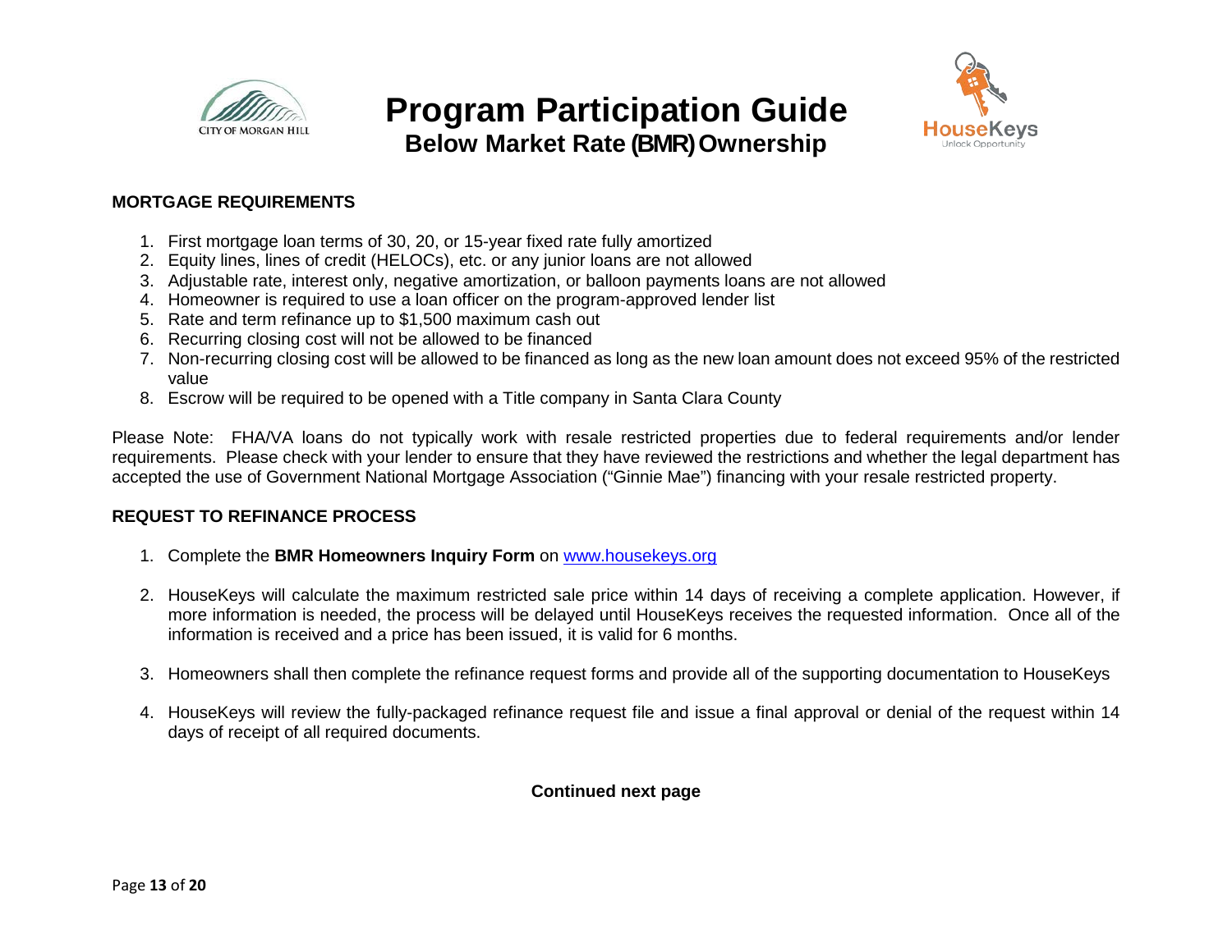# Program Participation Guide
## Below Market Rate (BMR) Ownership

### MORTGAGE REQUIREMENTS

1. First mortgage loan terms of 30, 20, or 15-year fixed rate fully amortized
2. Equity lines, lines of credit (HELOCs), etc. or any junior loans are not allowed
3. Adjustable rate, interest only, negative amortization, or balloon payments loans are not allowed
4. Homeowner is required to use a loan officer on the program-approved lender list
5. Rate and term refinance up to $1,500 maximum cash out
6. Recurring closing cost will not be allowed to be financed
7. Non-recurring closing cost will be allowed to be financed as long as the new loan amount does not exceed 95% of the restricted value
8. Escrow will be required to be opened with a Title company in Santa Clara County

Please Note: FHA/VA loans do not typically work with resale restricted properties due to federal requirements and/or lender requirements. Please check with your lender to ensure that they have reviewed the restrictions and whether the legal department has accepted the use of Government National Mortgage Association ("Ginnie Mae") financing with your resale restricted property.

### REQUEST TO REFINANCE PROCESS

1. Complete the **BMR Homeowners Inquiry Form** on www.housekeys.org

2. HouseKeys will calculate the maximum restricted sale price within 14 days of receiving a complete application. However, if more information is needed, the process will be delayed until HouseKeys receives the requested information. Once all of the information is received and a price has been issued, it is valid for 6 months.

3. Homeowners shall then complete the refinance request forms and provide all of the supporting documentation to HouseKeys

4. HouseKeys will review the fully-packaged refinance request file and issue a final approval or denial of the request within 14 days of receipt of all required documents.

**Continued next page**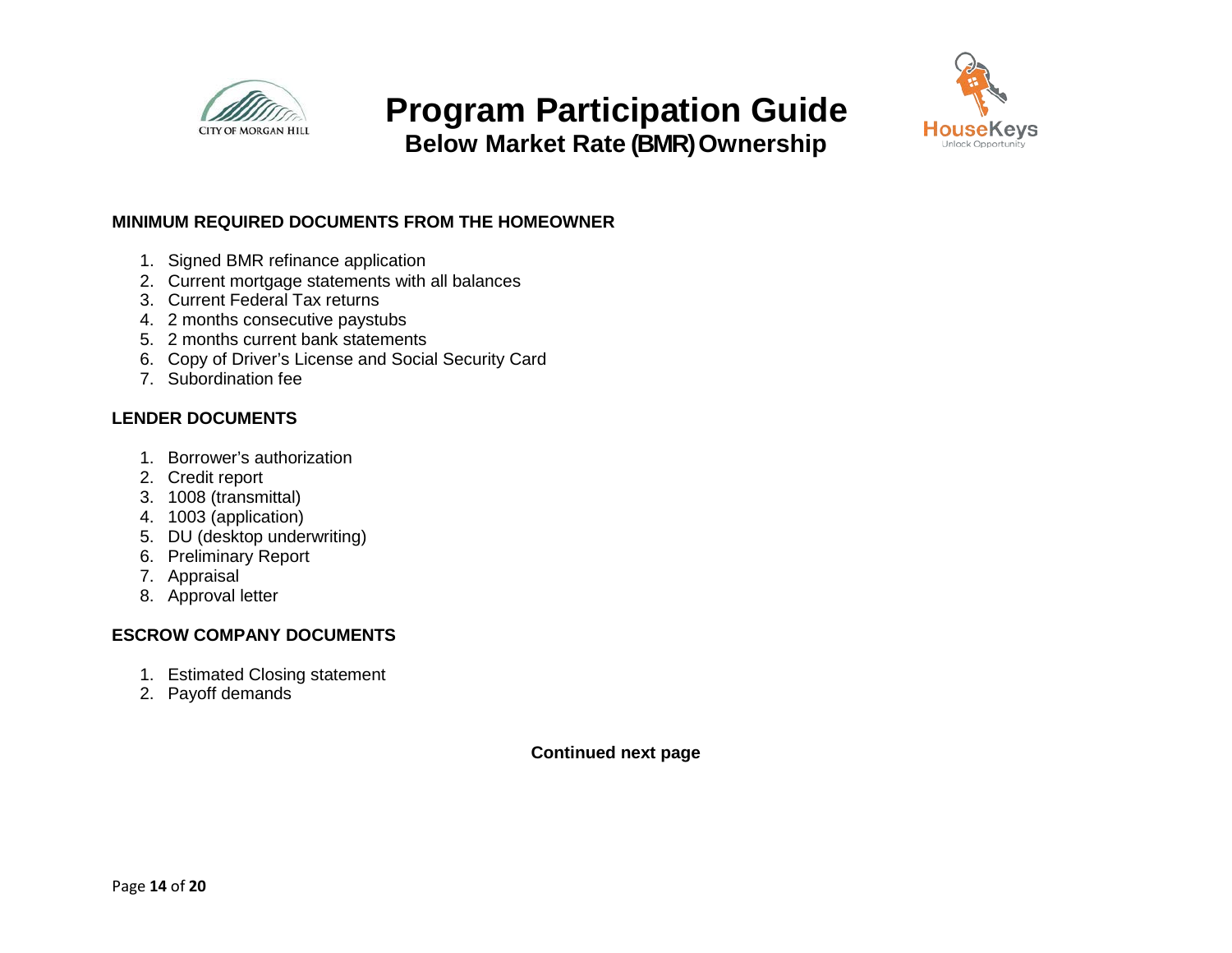**MINIMUM REQUIRED DOCUMENTS FROM THE HOMEOWNER**

1. Signed BMR refinance application
2. Current mortgage statements with all balances
3. Current Federal Tax returns
4. 2 months consecutive paystubs
5. 2 months current bank statements
6. Copy of Driver's License and Social Security Card
7. Subordination fee

**LENDER DOCUMENTS**

1. Borrower's authorization
2. Credit report
3. 1008 (transmittal)
4. 1003 (application)
5. DU (desktop underwriting)
6. Preliminary Report
7. Appraisal
8. Approval letter

**ESCROW COMPANY DOCUMENTS**

1. Estimated Closing statement
2. Payoff demands

**Continued next page**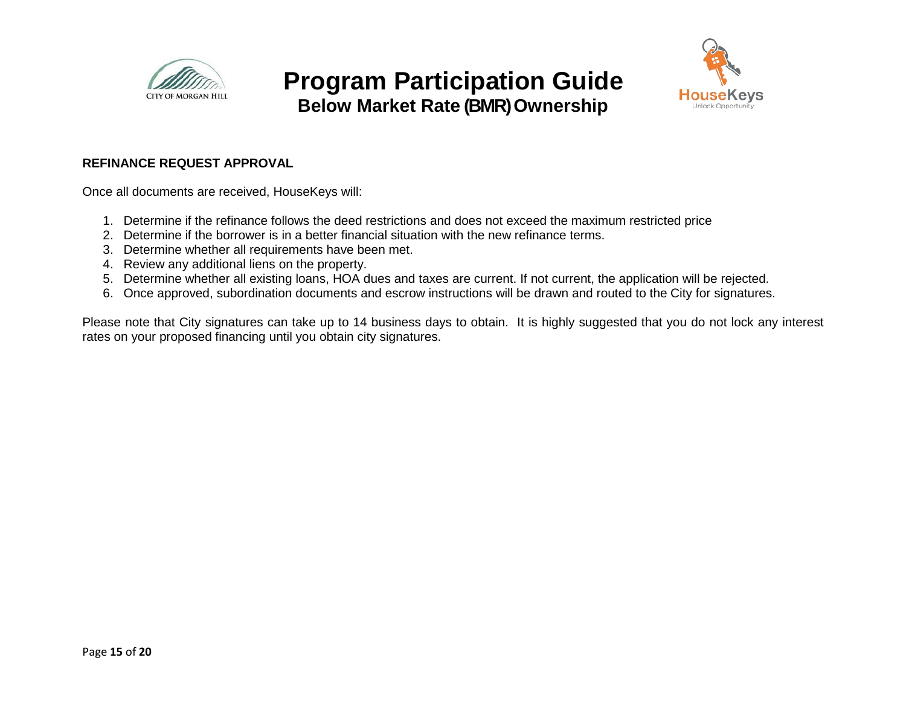## REFINANCE REQUEST APPROVAL

Once all documents are received, HouseKeys will:

1. Determine if the refinance follows the deed restrictions and does not exceed the maximum restricted price
2. Determine if the borrower is in a better financial situation with the new refinance terms.
3. Determine whether all requirements have been met.
4. Review any additional liens on the property.
5. Determine whether all existing loans, HOA dues and taxes are current. If not current, the application will be rejected.
6. Once approved, subordination documents and escrow instructions will be drawn and routed to the City for signatures.

Please note that City signatures can take up to 14 business days to obtain. It is highly suggested that you do not lock any interest rates on your proposed financing until you obtain city signatures.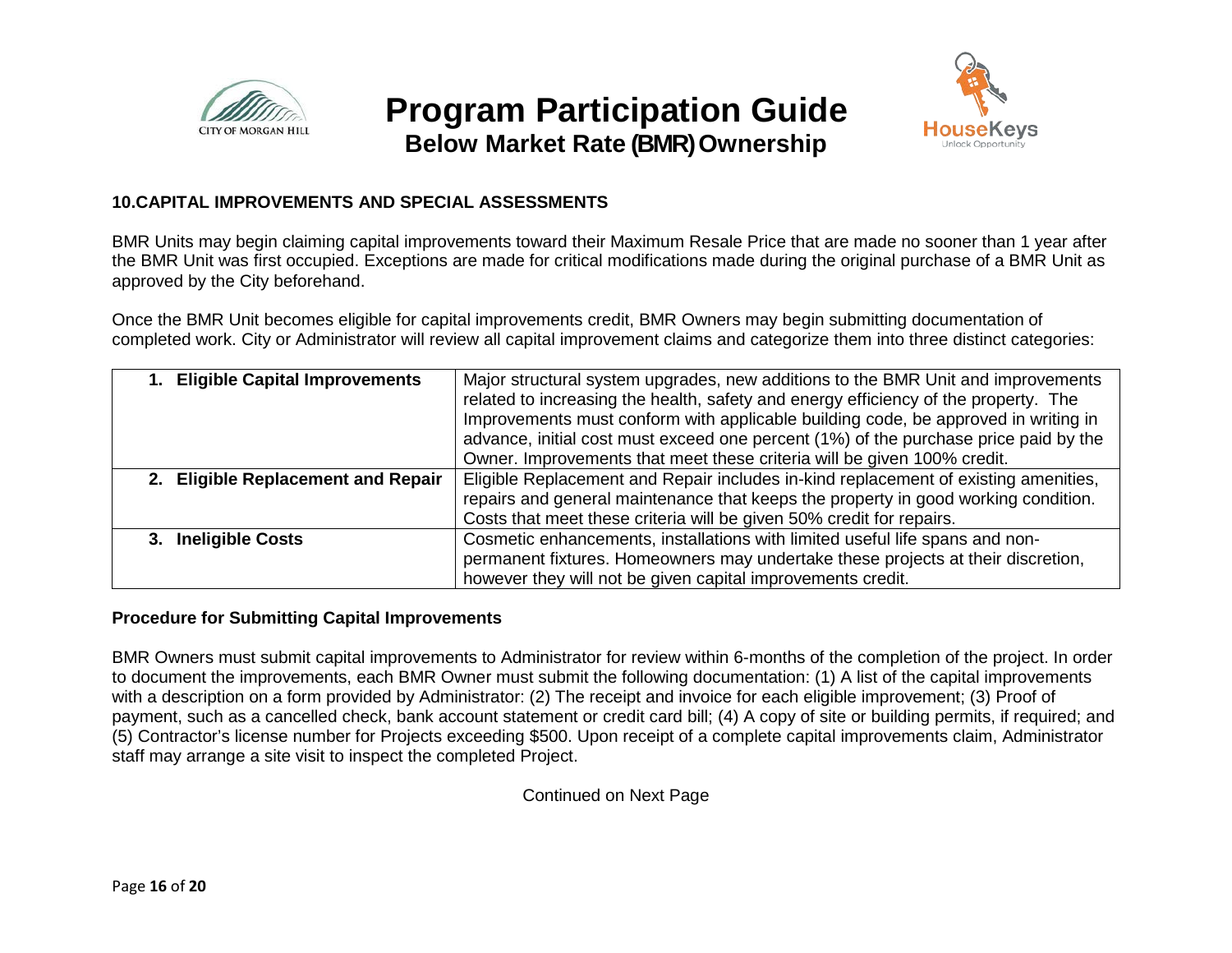## 10.CAPITAL IMPROVEMENTS AND SPECIAL ASSESSMENTS

BMR Units may begin claiming capital improvements toward their Maximum Resale Price that are made no sooner than 1 year after the BMR Unit was first occupied. Exceptions are made for critical modifications made during the original purchase of a BMR Unit as approved by the City beforehand.

Once the BMR Unit becomes eligible for capital improvements credit, BMR Owners may begin submitting documentation of completed work. City or Administrator will review all capital improvement claims and categorize them into three distinct categories:

| | |
|---|---|
| **1. Eligible Capital Improvements** | Major structural system upgrades, new additions to the BMR Unit and improvements related to increasing the health, safety and energy efficiency of the property. The Improvements must conform with applicable building code, be approved in writing in advance, initial cost must exceed one percent (1%) of the purchase price paid by the Owner. Improvements that meet these criteria will be given 100% credit. |
| **2. Eligible Replacement and Repair** | Eligible Replacement and Repair includes in-kind replacement of existing amenities, repairs and general maintenance that keeps the property in good working condition. Costs that meet these criteria will be given 50% credit for repairs. |
| **3. Ineligible Costs** | Cosmetic enhancements, installations with limited useful life spans and non-permanent fixtures. Homeowners may undertake these projects at their discretion, however they will not be given capital improvements credit. |

### Procedure for Submitting Capital Improvements

BMR Owners must submit capital improvements to Administrator for review within 6-months of the completion of the project. In order to document the improvements, each BMR Owner must submit the following documentation: (1) A list of the capital improvements with a description on a form provided by Administrator: (2) The receipt and invoice for each eligible improvement; (3) Proof of payment, such as a cancelled check, bank account statement or credit card bill; (4) A copy of site or building permits, if required; and (5) Contractor's license number for Projects exceeding $500. Upon receipt of a complete capital improvements claim, Administrator staff may arrange a site visit to inspect the completed Project.

Continued on Next Page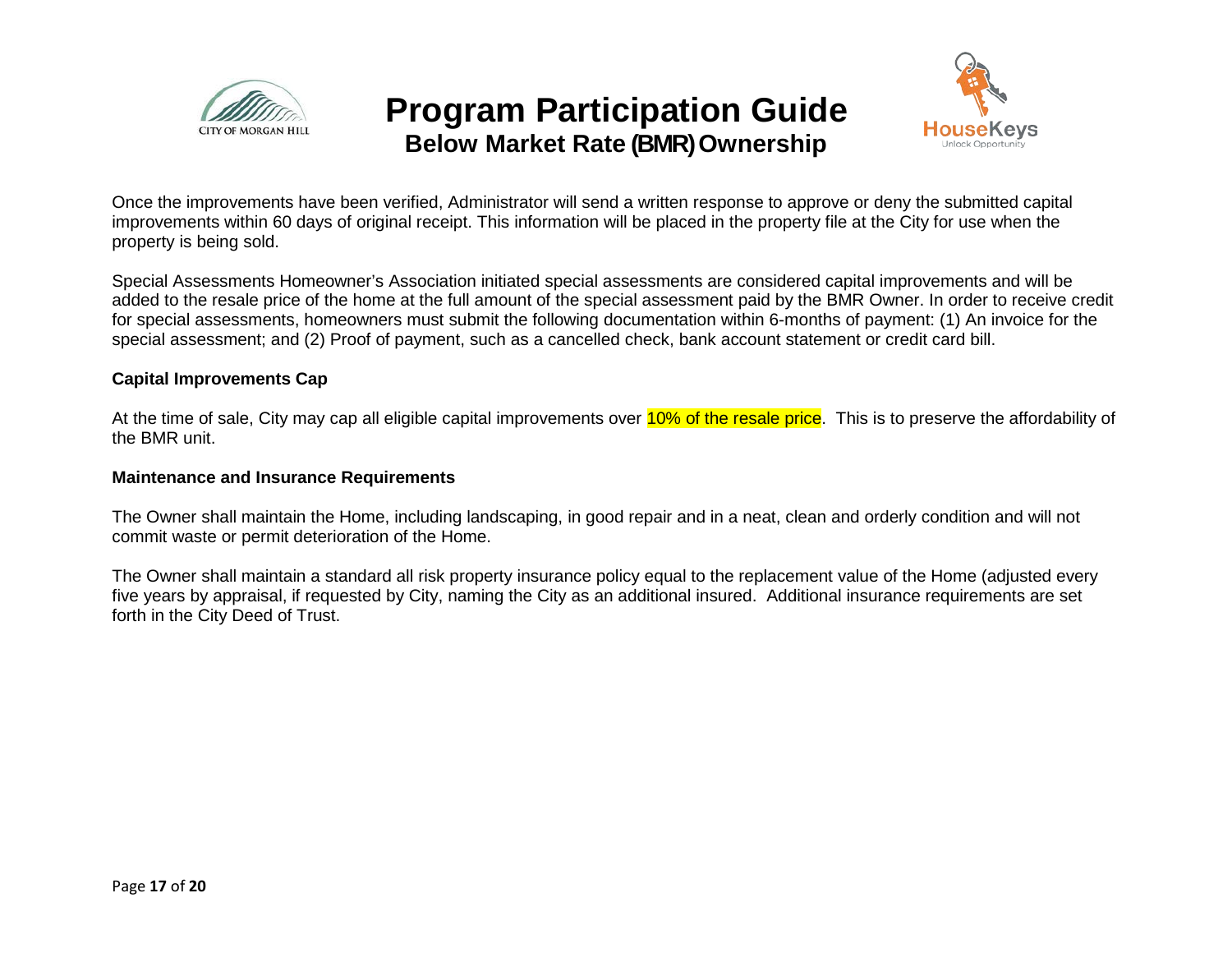Once the improvements have been verified, Administrator will send a written response to approve or deny the submitted capital improvements within 60 days of original receipt. This information will be placed in the property file at the City for use when the property is being sold.

Special Assessments Homeowner's Association initiated special assessments are considered capital improvements and will be added to the resale price of the home at the full amount of the special assessment paid by the BMR Owner. In order to receive credit for special assessments, homeowners must submit the following documentation within 6-months of payment: (1) An invoice for the special assessment; and (2) Proof of payment, such as a cancelled check, bank account statement or credit card bill.

**Capital Improvements Cap**

At the time of sale, City may cap all eligible capital improvements over 10% of the resale price. This is to preserve the affordability of the BMR unit.

**Maintenance and Insurance Requirements**

The Owner shall maintain the Home, including landscaping, in good repair and in a neat, clean and orderly condition and will not commit waste or permit deterioration of the Home.

The Owner shall maintain a standard all risk property insurance policy equal to the replacement value of the Home (adjusted every five years by appraisal, if requested by City, naming the City as an additional insured. Additional insurance requirements are set forth in the City Deed of Trust.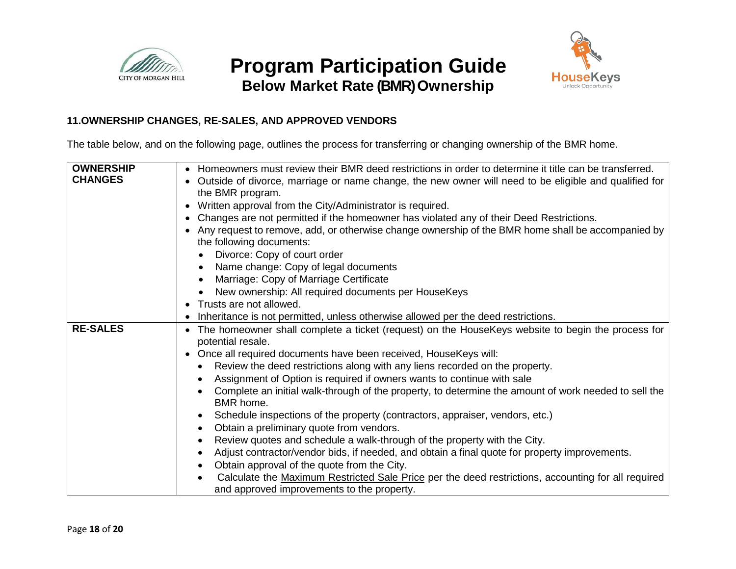# Program Participation Guide

## Below Market Rate (BMR) Ownership

### 11. OWNERSHIP CHANGES, RE-SALES, AND APPROVED VENDORS

The table below, and on the following page, outlines the process for transferring or changing ownership of the BMR home.

| | |
|---|---|
| **OWNERSHIP CHANGES** | • Homeowners must review their BMR deed restrictions in order to determine it title can be transferred.<br>• Outside of divorce, marriage or name change, the new owner will need to be eligible and qualified for the BMR program.<br>• Written approval from the City/Administrator is required.<br>• Changes are not permitted if the homeowner has violated any of their Deed Restrictions.<br>• Any request to remove, add, or otherwise change ownership of the BMR home shall be accompanied by the following documents:<br>&nbsp;&nbsp;&nbsp;&nbsp;• Divorce: Copy of court order<br>&nbsp;&nbsp;&nbsp;&nbsp;• Name change: Copy of legal documents<br>&nbsp;&nbsp;&nbsp;&nbsp;• Marriage: Copy of Marriage Certificate<br>&nbsp;&nbsp;&nbsp;&nbsp;• New ownership: All required documents per HouseKeys<br>• Trusts are not allowed.<br>• Inheritance is not permitted, unless otherwise allowed per the deed restrictions. |
| **RE-SALES** | • The homeowner shall complete a ticket (request) on the HouseKeys website to begin the process for potential resale.<br>• Once all required documents have been received, HouseKeys will:<br>&nbsp;&nbsp;&nbsp;&nbsp;• Review the deed restrictions along with any liens recorded on the property.<br>&nbsp;&nbsp;&nbsp;&nbsp;• Assignment of Option is required if owners wants to continue with sale<br>&nbsp;&nbsp;&nbsp;&nbsp;• Complete an initial walk-through of the property, to determine the amount of work needed to sell the BMR home.<br>&nbsp;&nbsp;&nbsp;&nbsp;• Schedule inspections of the property (contractors, appraiser, vendors, etc.)<br>&nbsp;&nbsp;&nbsp;&nbsp;• Obtain a preliminary quote from vendors.<br>&nbsp;&nbsp;&nbsp;&nbsp;• Review quotes and schedule a walk-through of the property with the City.<br>&nbsp;&nbsp;&nbsp;&nbsp;• Adjust contractor/vendor bids, if needed, and obtain a final quote for property improvements.<br>&nbsp;&nbsp;&nbsp;&nbsp;• Obtain approval of the quote from the City.<br>&nbsp;&nbsp;&nbsp;&nbsp;• Calculate the Maximum Restricted Sale Price per the deed restrictions, accounting for all required and approved improvements to the property. |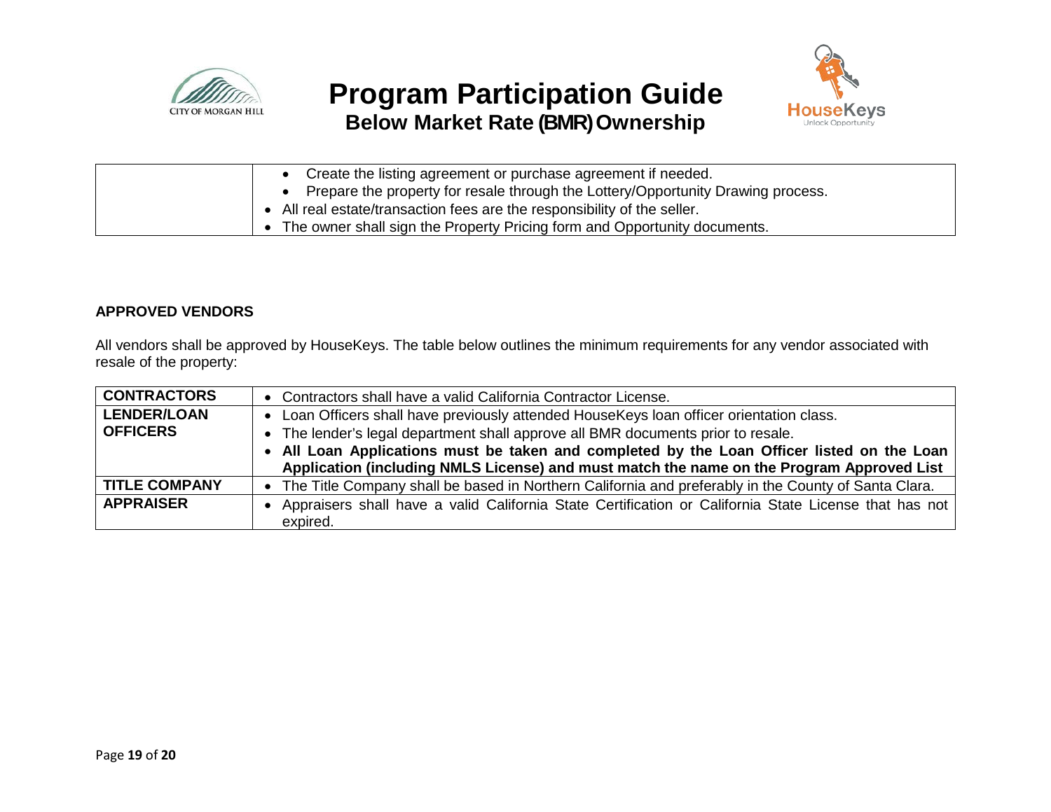| | |
|---|---|
| | • Create the listing agreement or purchase agreement if needed.<br>• Prepare the property for resale through the Lottery/Opportunity Drawing process.<br>• All real estate/transaction fees are the responsibility of the seller.<br>• The owner shall sign the Property Pricing form and Opportunity documents. |

**APPROVED VENDORS**

All vendors shall be approved by HouseKeys. The table below outlines the minimum requirements for any vendor associated with resale of the property:

| | |
|---|---|
| **CONTRACTORS** | • Contractors shall have a valid California Contractor License. |
| **LENDER/LOAN OFFICERS** | • Loan Officers shall have previously attended HouseKeys loan officer orientation class.<br>• The lender's legal department shall approve all BMR documents prior to resale.<br>• **All Loan Applications must be taken and completed by the Loan Officer listed on the Loan Application (including NMLS License) and must match the name on the Program Approved List** |
| **TITLE COMPANY** | • The Title Company shall be based in Northern California and preferably in the County of Santa Clara. |
| **APPRAISER** | • Appraisers shall have a valid California State Certification or California State License that has not expired. |